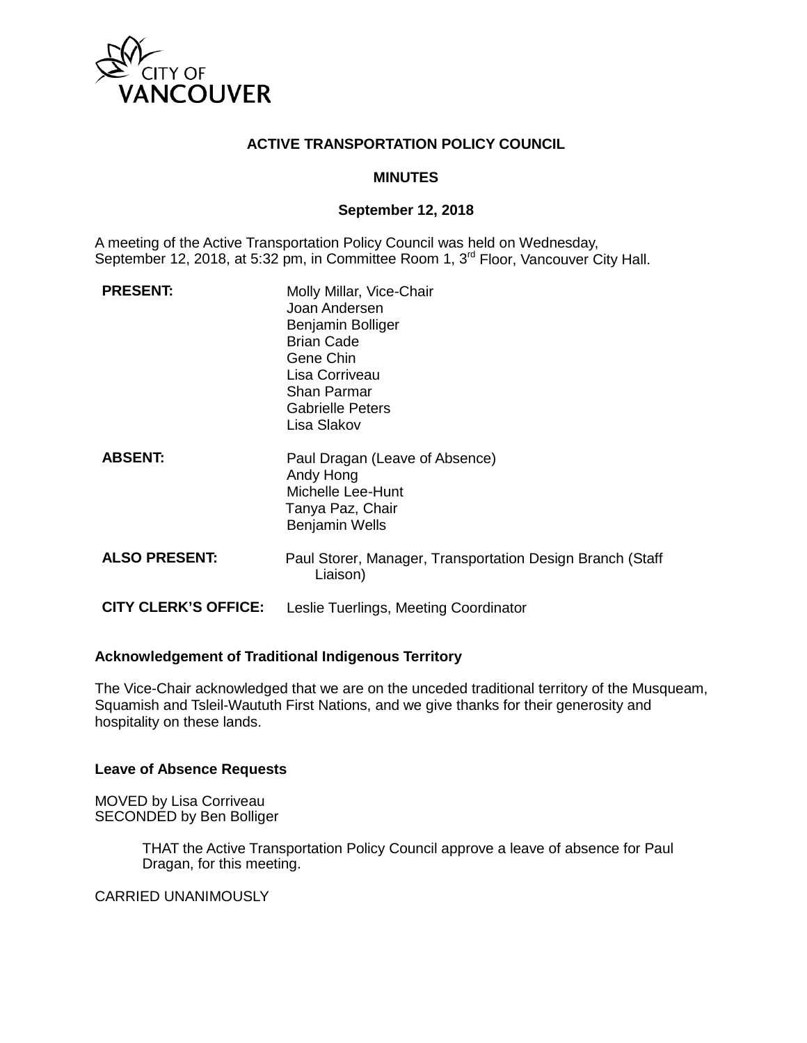# ACTIVE TRANSPORTATION POLICY COUNCIL

## MINUTES

### September 12, 2018

A meeting of the Active Transportation Policy Council was held on Wednesday, September 12, 2018, at 5:32 pm, in Committee Room 1, 3rd Floor, Vancouver City Hall.

| | |
|---|---|
| **PRESENT:** | Molly Millar, Vice-Chair<br>Joan Andersen<br>Benjamin Bolliger<br>Brian Cade<br>Gene Chin<br>Lisa Corriveau<br>Shan Parmar<br>Gabrielle Peters<br>Lisa Slakov |
| **ABSENT:** | Paul Dragan (Leave of Absence)<br>Andy Hong<br>Michelle Lee-Hunt<br>Tanya Paz, Chair<br>Benjamin Wells |
| **ALSO PRESENT:** | Paul Storer, Manager, Transportation Design Branch (Staff Liaison) |
| **CITY CLERK'S OFFICE:** | Leslie Tuerlings, Meeting Coordinator |

**Acknowledgement of Traditional Indigenous Territory**

The Vice-Chair acknowledged that we are on the unceded traditional territory of the Musqueam, Squamish and Tsleil-Waututh First Nations, and we give thanks for their generosity and hospitality on these lands.

**Leave of Absence Requests**

MOVED by Lisa Corriveau
SECONDED by Ben Bolliger

> THAT the Active Transportation Policy Council approve a leave of absence for Paul Dragan, for this meeting.

CARRIED UNANIMOUSLY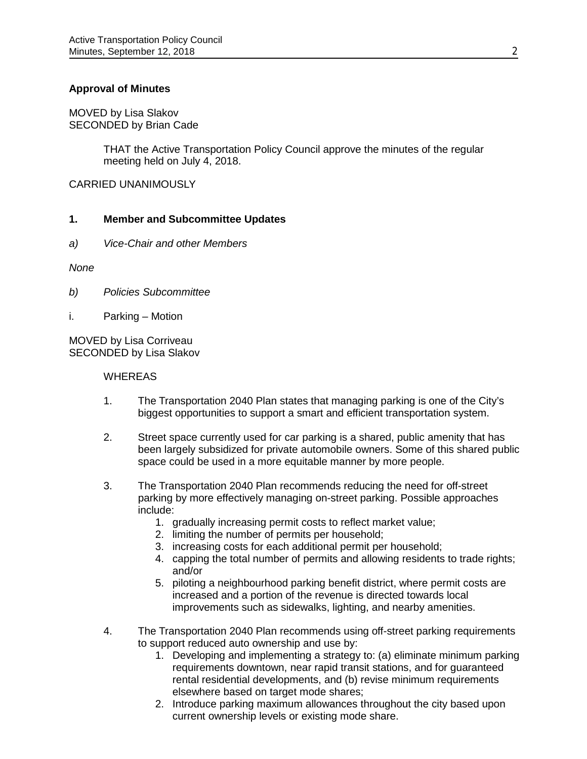**Approval of Minutes**

MOVED by Lisa Slakov
SECONDED by Brian Cade

> THAT the Active Transportation Policy Council approve the minutes of the regular meeting held on July 4, 2018.

CARRIED UNANIMOUSLY

**1. Member and Subcommittee Updates**

*a) Vice-Chair and other Members*

*None*

*b) Policies Subcommittee*

i. Parking – Motion

MOVED by Lisa Corriveau
SECONDED by Lisa Slakov

WHEREAS

1. The Transportation 2040 Plan states that managing parking is one of the City's biggest opportunities to support a smart and efficient transportation system.

2. Street space currently used for car parking is a shared, public amenity that has been largely subsidized for private automobile owners. Some of this shared public space could be used in a more equitable manner by more people.

3. The Transportation 2040 Plan recommends reducing the need for off-street parking by more effectively managing on-street parking. Possible approaches include:
    1. gradually increasing permit costs to reflect market value;
    2. limiting the number of permits per household;
    3. increasing costs for each additional permit per household;
    4. capping the total number of permits and allowing residents to trade rights; and/or
    5. piloting a neighbourhood parking benefit district, where permit costs are increased and a portion of the revenue is directed towards local improvements such as sidewalks, lighting, and nearby amenities.

4. The Transportation 2040 Plan recommends using off-street parking requirements to support reduced auto ownership and use by:
    1. Developing and implementing a strategy to: (a) eliminate minimum parking requirements downtown, near rapid transit stations, and for guaranteed rental residential developments, and (b) revise minimum requirements elsewhere based on target mode shares;
    2. Introduce parking maximum allowances throughout the city based upon current ownership levels or existing mode share.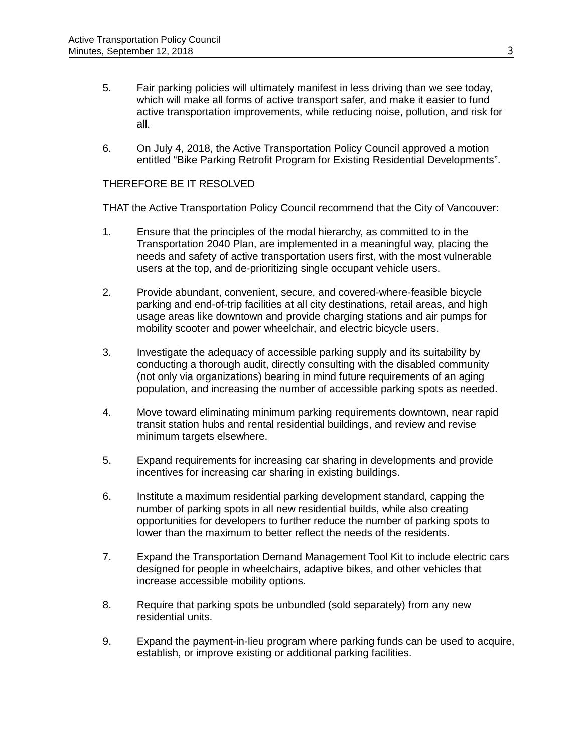5. Fair parking policies will ultimately manifest in less driving than we see today, which will make all forms of active transport safer, and make it easier to fund active transportation improvements, while reducing noise, pollution, and risk for all.

6. On July 4, 2018, the Active Transportation Policy Council approved a motion entitled "Bike Parking Retrofit Program for Existing Residential Developments".

THEREFORE BE IT RESOLVED

THAT the Active Transportation Policy Council recommend that the City of Vancouver:

1. Ensure that the principles of the modal hierarchy, as committed to in the Transportation 2040 Plan, are implemented in a meaningful way, placing the needs and safety of active transportation users first, with the most vulnerable users at the top, and de-prioritizing single occupant vehicle users.

2. Provide abundant, convenient, secure, and covered-where-feasible bicycle parking and end-of-trip facilities at all city destinations, retail areas, and high usage areas like downtown and provide charging stations and air pumps for mobility scooter and power wheelchair, and electric bicycle users.

3. Investigate the adequacy of accessible parking supply and its suitability by conducting a thorough audit, directly consulting with the disabled community (not only via organizations) bearing in mind future requirements of an aging population, and increasing the number of accessible parking spots as needed.

4. Move toward eliminating minimum parking requirements downtown, near rapid transit station hubs and rental residential buildings, and review and revise minimum targets elsewhere.

5. Expand requirements for increasing car sharing in developments and provide incentives for increasing car sharing in existing buildings.

6. Institute a maximum residential parking development standard, capping the number of parking spots in all new residential builds, while also creating opportunities for developers to further reduce the number of parking spots to lower than the maximum to better reflect the needs of the residents.

7. Expand the Transportation Demand Management Tool Kit to include electric cars designed for people in wheelchairs, adaptive bikes, and other vehicles that increase accessible mobility options.

8. Require that parking spots be unbundled (sold separately) from any new residential units.

9. Expand the payment-in-lieu program where parking funds can be used to acquire, establish, or improve existing or additional parking facilities.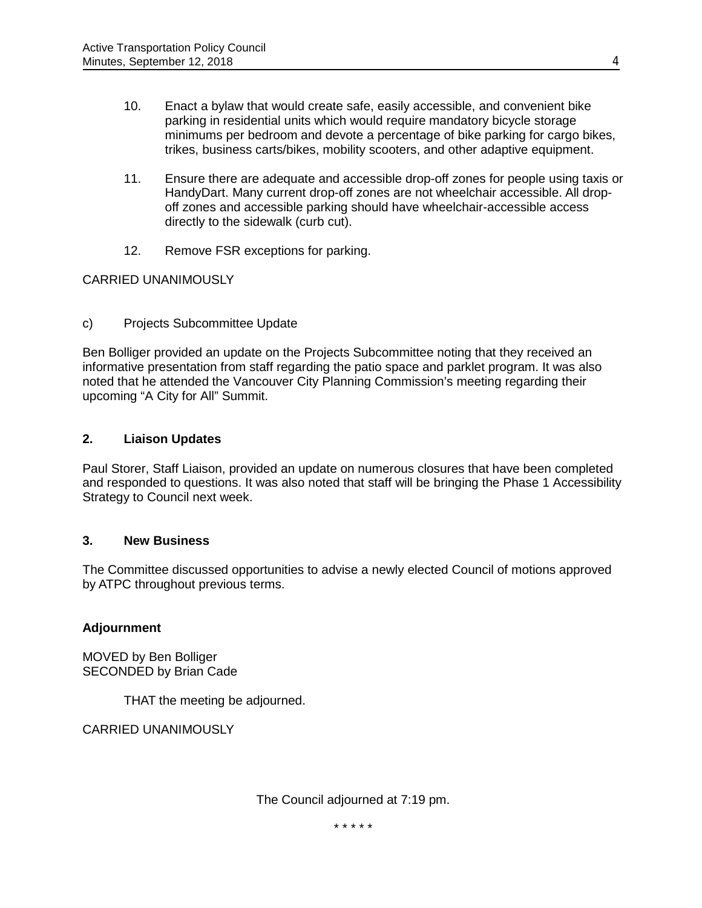10. Enact a bylaw that would create safe, easily accessible, and convenient bike parking in residential units which would require mandatory bicycle storage minimums per bedroom and devote a percentage of bike parking for cargo bikes, trikes, business carts/bikes, mobility scooters, and other adaptive equipment.

11. Ensure there are adequate and accessible drop-off zones for people using taxis or HandyDart. Many current drop-off zones are not wheelchair accessible. All drop-off zones and accessible parking should have wheelchair-accessible access directly to the sidewalk (curb cut).

12. Remove FSR exceptions for parking.

CARRIED UNANIMOUSLY

c) Projects Subcommittee Update

Ben Bolliger provided an update on the Projects Subcommittee noting that they received an informative presentation from staff regarding the patio space and parklet program. It was also noted that he attended the Vancouver City Planning Commission's meeting regarding their upcoming "A City for All" Summit.

## 2. Liaison Updates

Paul Storer, Staff Liaison, provided an update on numerous closures that have been completed and responded to questions. It was also noted that staff will be bringing the Phase 1 Accessibility Strategy to Council next week.

## 3. New Business

The Committee discussed opportunities to advise a newly elected Council of motions approved by ATPC throughout previous terms.

## Adjournment

MOVED by Ben Bolliger
SECONDED by Brian Cade

THAT the meeting be adjourned.

CARRIED UNANIMOUSLY

The Council adjourned at 7:19 pm.

* * * * *